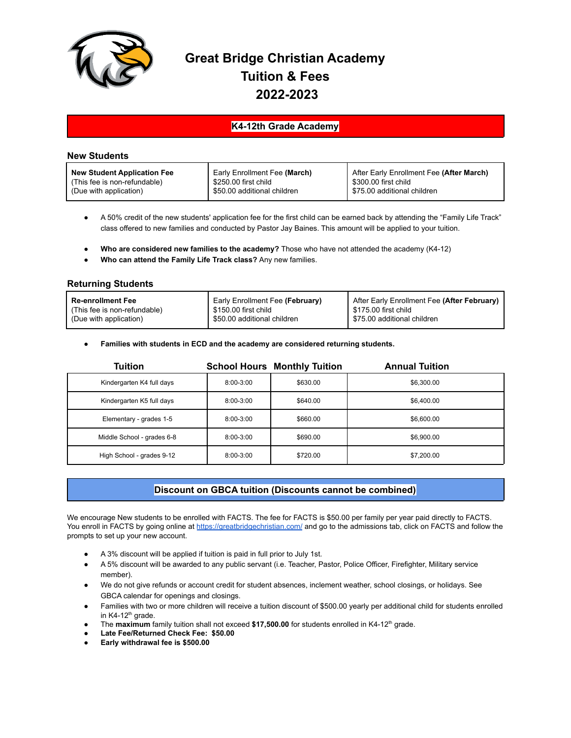# Great Bridge Christian Academy
# Tuition & Fees
# 2022-2023

## K4-12th Grade Academy

### New Students

| **New Student Application Fee** (This fee is non-refundable) (Due with application) | Early Enrollment Fee **(March)** $250.00 first child $50.00 additional children | After Early Enrollment Fee **(After March)** $300.00 first child $75.00 additional children |
|---|---|---|

- A 50% credit of the new students' application fee for the first child can be earned back by attending the "Family Life Track" class offered to new families and conducted by Pastor Jay Baines. This amount will be applied to your tuition.

- **Who are considered new families to the academy?** Those who have not attended the academy (K4-12)
- **Who can attend the Family Life Track class?** Any new families.

### Returning Students

| **Re-enrollment Fee** (This fee is non-refundable) (Due with application) | Early Enrollment Fee **(February)** $150.00 first child $50.00 additional children | After Early Enrollment Fee **(After February)** $175.00 first child $75.00 additional children |
|---|---|---|

- **Families with students in ECD and the academy are considered returning students.**

| Tuition | School Hours | Monthly Tuition | Annual Tuition |
|---|---|---|---|
| Kindergarten K4 full days | 8:00-3:00 | $630.00 | $6,300.00 |
| Kindergarten K5 full days | 8:00-3:00 | $640.00 | $6,400.00 |
| Elementary - grades 1-5 | 8:00-3:00 | $660.00 | $6,600.00 |
| Middle School - grades 6-8 | 8:00-3:00 | $690.00 | $6,900.00 |
| High School - grades 9-12 | 8:00-3:00 | $720.00 | $7,200.00 |

## Discount on GBCA tuition (Discounts cannot be combined)

We encourage New students to be enrolled with FACTS. The fee for FACTS is $50.00 per family per year paid directly to FACTS. You enroll in FACTS by going online at https://greatbridgechristian.com/ and go to the admissions tab, click on FACTS and follow the prompts to set up your new account.

- A 3% discount will be applied if tuition is paid in full prior to July 1st.
- A 5% discount will be awarded to any public servant (i.e. Teacher, Pastor, Police Officer, Firefighter, Military service member).
- We do not give refunds or account credit for student absences, inclement weather, school closings, or holidays. See GBCA calendar for openings and closings.
- Families with two or more children will receive a tuition discount of $500.00 yearly per additional child for students enrolled in K4-12th grade.
- The **maximum** family tuition shall not exceed **$17,500.00** for students enrolled in K4-12th grade.
- **Late Fee/Returned Check Fee: $50.00**
- **Early withdrawal fee is $500.00**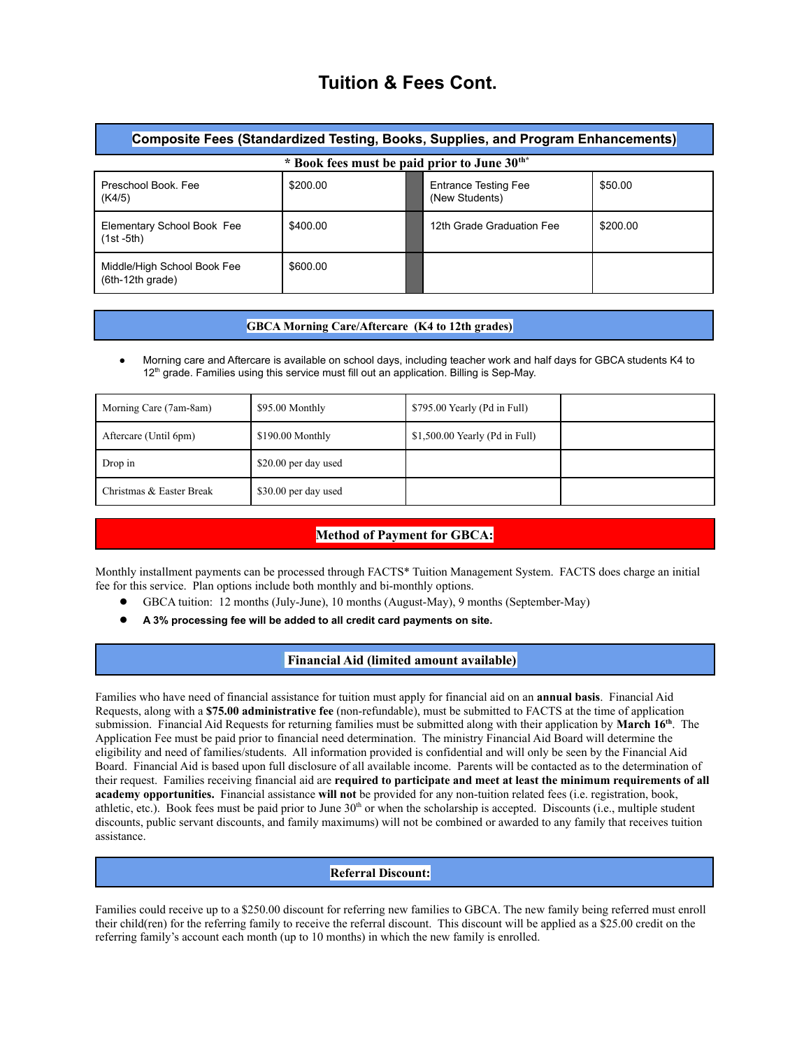# Tuition & Fees Cont.

## Composite Fees (Standardized Testing, Books, Supplies, and Program Enhancements)

**\* Book fees must be paid prior to June 30th\***

| | | | | |
|---|---|---|---|---|
| Preschool Book. Fee (K4/5) | $200.00 | | Entrance Testing Fee (New Students) | $50.00 |
| Elementary School Book Fee (1st -5th) | $400.00 | | 12th Grade Graduation Fee | $200.00 |
| Middle/High School Book Fee (6th-12th grade) | $600.00 | | | |

## GBCA Morning Care/Aftercare (K4 to 12th grades)

- Morning care and Aftercare is available on school days, including teacher work and half days for GBCA students K4 to 12th grade. Families using this service must fill out an application. Billing is Sep-May.

| | | | |
|---|---|---|---|
| Morning Care (7am-8am) | $95.00 Monthly | $795.00 Yearly (Pd in Full) | |
| Aftercare (Until 6pm) | $190.00 Monthly | $1,500.00 Yearly (Pd in Full) | |
| Drop in | $20.00 per day used | | |
| Christmas & Easter Break | $30.00 per day used | | |

## Method of Payment for GBCA:

Monthly installment payments can be processed through FACTS* Tuition Management System. FACTS does charge an initial fee for this service. Plan options include both monthly and bi-monthly options.

- GBCA tuition: 12 months (July-June), 10 months (August-May), 9 months (September-May)
- **A 3% processing fee will be added to all credit card payments on site.**

## Financial Aid (limited amount available)

Families who have need of financial assistance for tuition must apply for financial aid on an **annual basis**. Financial Aid Requests, along with a **$75.00 administrative fee** (non-refundable), must be submitted to FACTS at the time of application submission. Financial Aid Requests for returning families must be submitted along with their application by **March 16th**. The Application Fee must be paid prior to financial need determination. The ministry Financial Aid Board will determine the eligibility and need of families/students. All information provided is confidential and will only be seen by the Financial Aid Board. Financial Aid is based upon full disclosure of all available income. Parents will be contacted as to the determination of their request. Families receiving financial aid are **required to participate and meet at least the minimum requirements of all academy opportunities.** Financial assistance **will not** be provided for any non-tuition related fees (i.e. registration, book, athletic, etc.). Book fees must be paid prior to June 30th or when the scholarship is accepted. Discounts (i.e., multiple student discounts, public servant discounts, and family maximums) will not be combined or awarded to any family that receives tuition assistance.

## Referral Discount:

Families could receive up to a $250.00 discount for referring new families to GBCA. The new family being referred must enroll their child(ren) for the referring family to receive the referral discount. This discount will be applied as a $25.00 credit on the referring family's account each month (up to 10 months) in which the new family is enrolled.